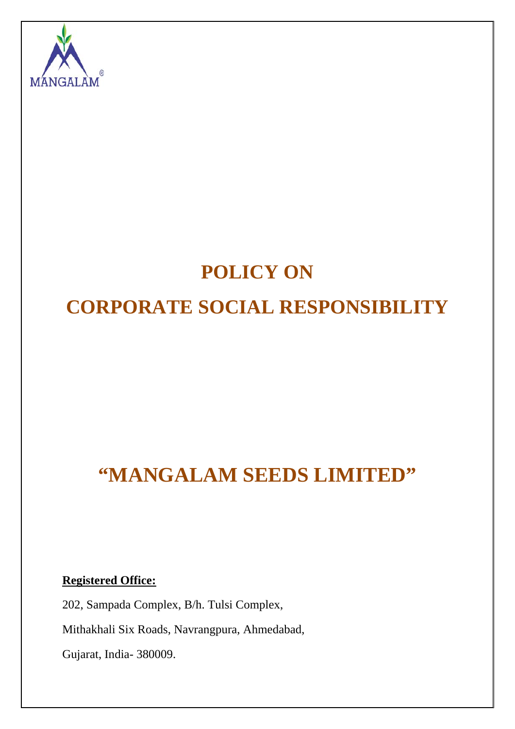MANGALAM®

# POLICY ON

# CORPORATE SOCIAL RESPONSIBILITY

# "MANGALAM SEEDS LIMITED"

**Registered Office:**

202, Sampada Complex, B/h. Tulsi Complex,

Mithakhali Six Roads, Navrangpura, Ahmedabad,

Gujarat, India- 380009.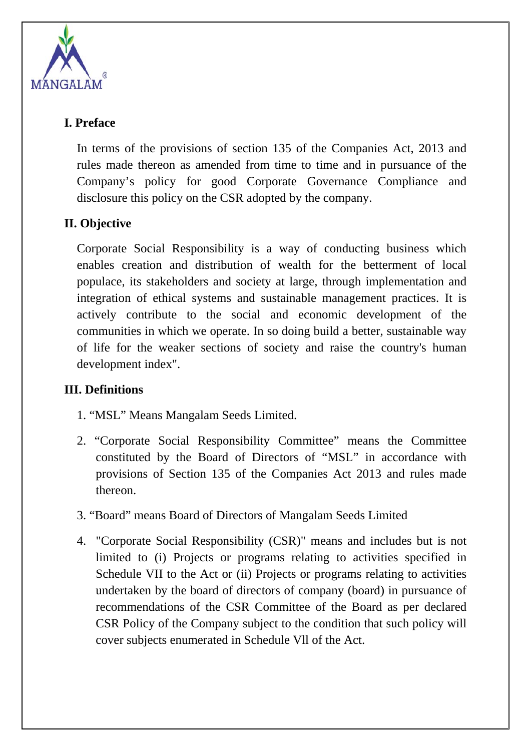## I. Preface

In terms of the provisions of section 135 of the Companies Act, 2013 and rules made thereon as amended from time to time and in pursuance of the Company's policy for good Corporate Governance Compliance and disclosure this policy on the CSR adopted by the company.

## II. Objective

Corporate Social Responsibility is a way of conducting business which enables creation and distribution of wealth for the betterment of local populace, its stakeholders and society at large, through implementation and integration of ethical systems and sustainable management practices. It is actively contribute to the social and economic development of the communities in which we operate. In so doing build a better, sustainable way of life for the weaker sections of society and raise the country's human development index".

## III. Definitions

1. "MSL" Means Mangalam Seeds Limited.
2. "Corporate Social Responsibility Committee" means the Committee constituted by the Board of Directors of "MSL" in accordance with provisions of Section 135 of the Companies Act 2013 and rules made thereon.
3. "Board" means Board of Directors of Mangalam Seeds Limited
4. "Corporate Social Responsibility (CSR)" means and includes but is not limited to (i) Projects or programs relating to activities specified in Schedule VII to the Act or (ii) Projects or programs relating to activities undertaken by the board of directors of company (board) in pursuance of recommendations of the CSR Committee of the Board as per declared CSR Policy of the Company subject to the condition that such policy will cover subjects enumerated in Schedule Vll of the Act.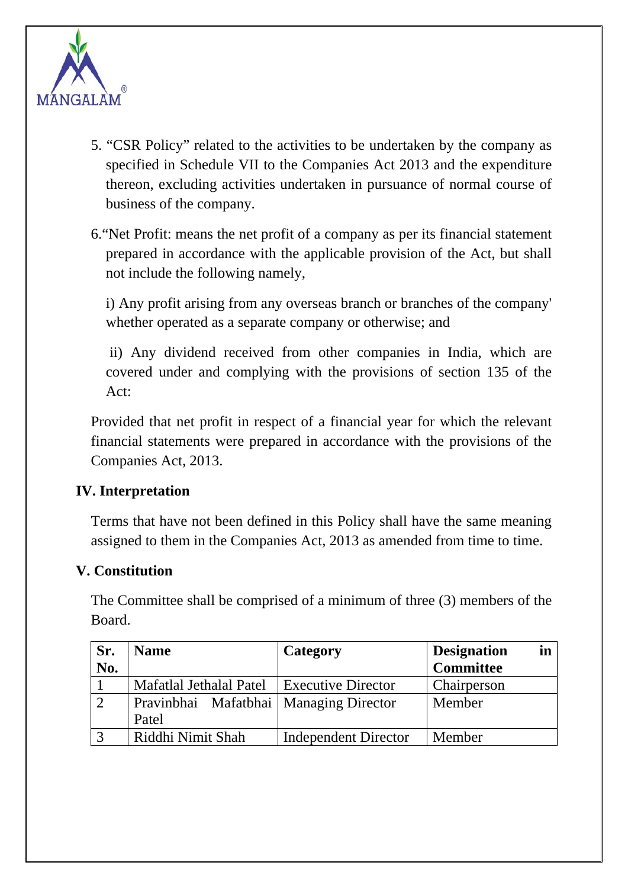5. “CSR Policy” related to the activities to be undertaken by the company as specified in Schedule VII to the Companies Act 2013 and the expenditure thereon, excluding activities undertaken in pursuance of normal course of business of the company.

6.“Net Profit: means the net profit of a company as per its financial statement prepared in accordance with the applicable provision of the Act, but shall not include the following namely,

i) Any profit arising from any overseas branch or branches of the company' whether operated as a separate company or otherwise; and

ii) Any dividend received from other companies in India, which are covered under and complying with the provisions of section 135 of the Act:

Provided that net profit in respect of a financial year for which the relevant financial statements were prepared in accordance with the provisions of the Companies Act, 2013.

## IV. Interpretation

Terms that have not been defined in this Policy shall have the same meaning assigned to them in the Companies Act, 2013 as amended from time to time.

## V. Constitution

The Committee shall be comprised of a minimum of three (3) members of the Board.

| Sr. No. | Name | Category | Designation in Committee |
|---|---|---|---|
| 1 | Mafatlal Jethalal Patel | Executive Director | Chairperson |
| 2 | Pravinbhai Mafatbhai Patel | Managing Director | Member |
| 3 | Riddhi Nimit Shah | Independent Director | Member |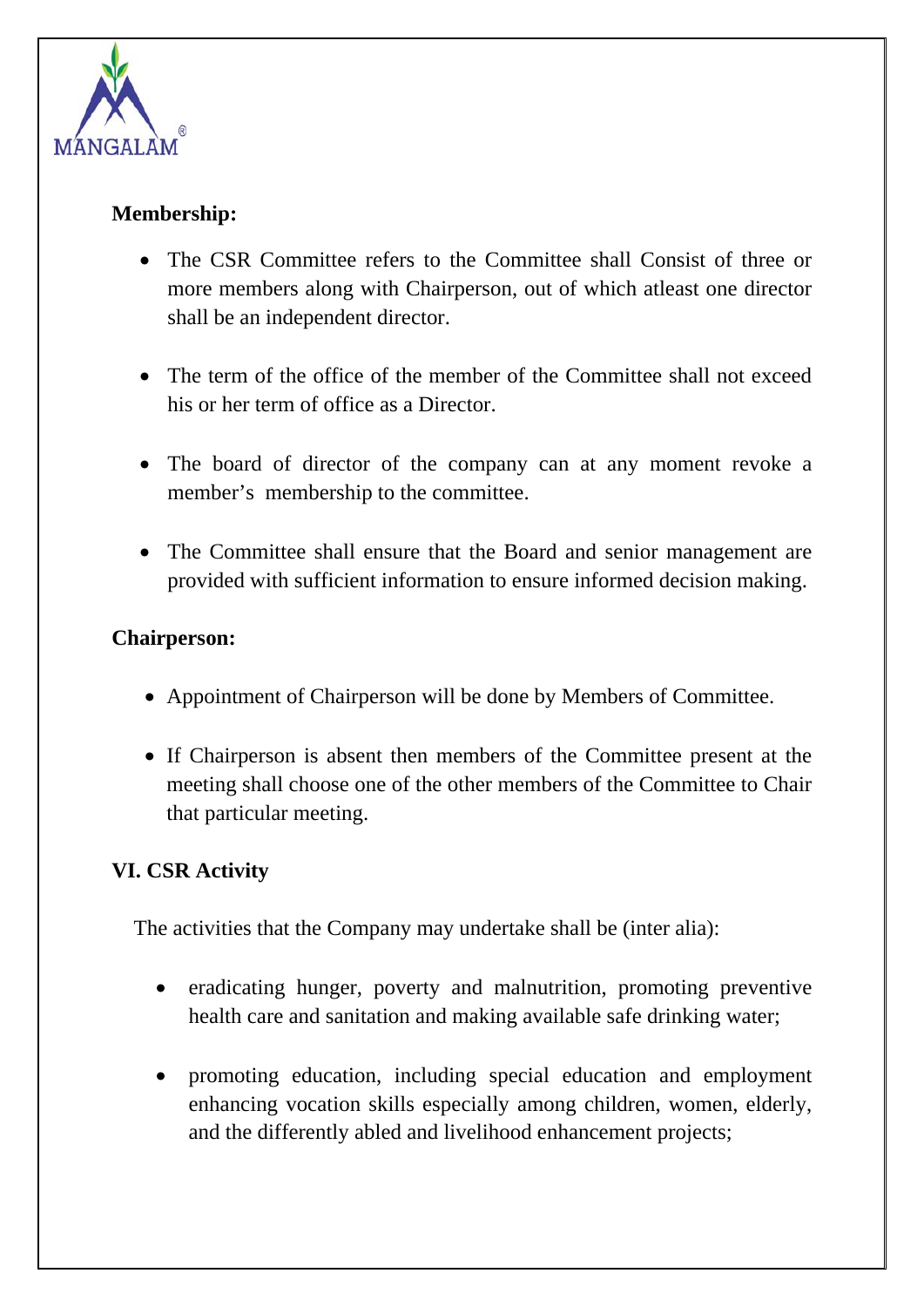**Membership:**

- The CSR Committee refers to the Committee shall Consist of three or more members along with Chairperson, out of which atleast one director shall be an independent director.

- The term of the office of the member of the Committee shall not exceed his or her term of office as a Director.

- The board of director of the company can at any moment revoke a member's membership to the committee.

- The Committee shall ensure that the Board and senior management are provided with sufficient information to ensure informed decision making.

**Chairperson:**

- Appointment of Chairperson will be done by Members of Committee.

- If Chairperson is absent then members of the Committee present at the meeting shall choose one of the other members of the Committee to Chair that particular meeting.

**VI. CSR Activity**

The activities that the Company may undertake shall be (inter alia):

- eradicating hunger, poverty and malnutrition, promoting preventive health care and sanitation and making available safe drinking water;

- promoting education, including special education and employment enhancing vocation skills especially among children, women, elderly, and the differently abled and livelihood enhancement projects;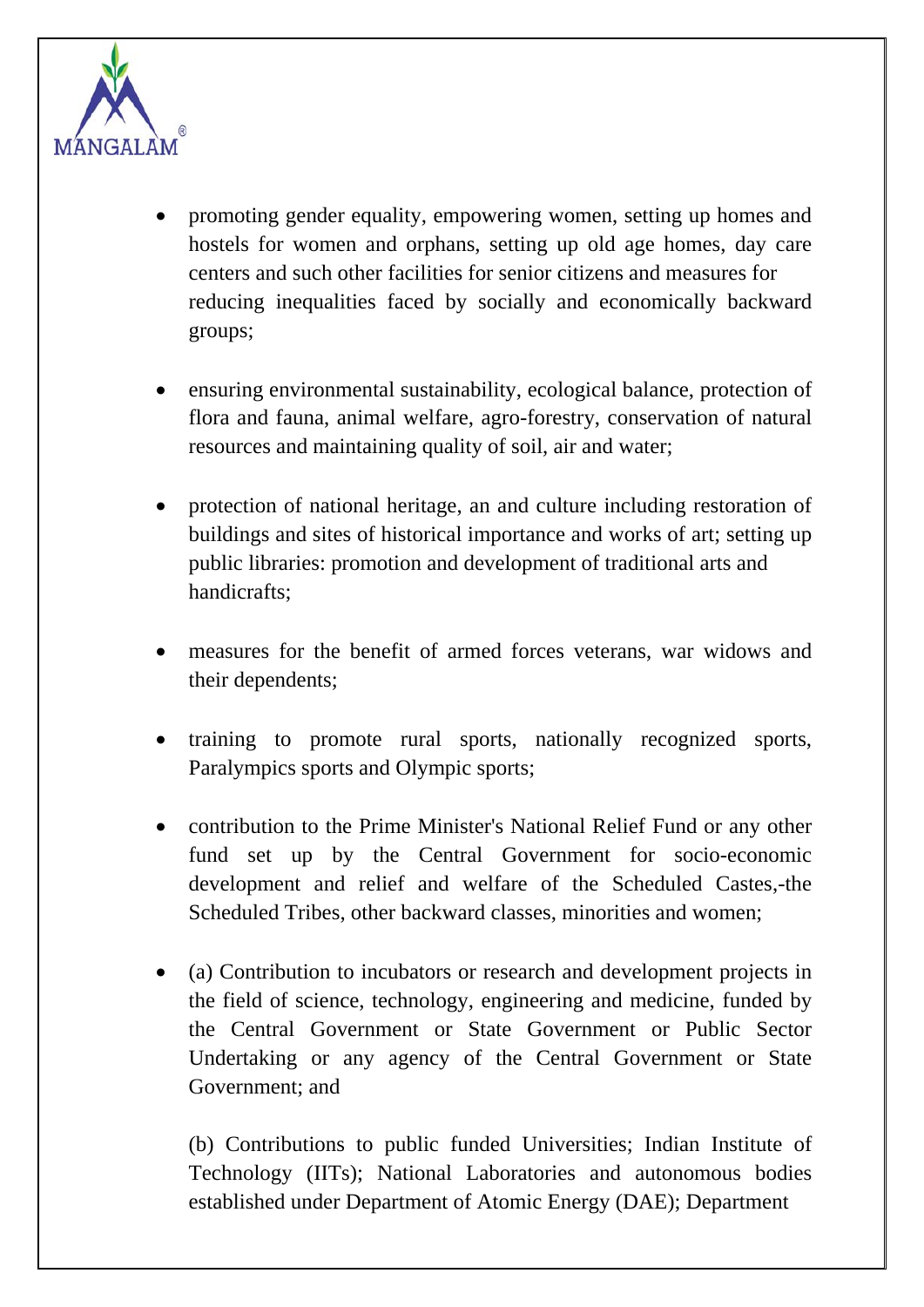- promoting gender equality, empowering women, setting up homes and hostels for women and orphans, setting up old age homes, day care centers and such other facilities for senior citizens and measures for reducing inequalities faced by socially and economically backward groups;

- ensuring environmental sustainability, ecological balance, protection of flora and fauna, animal welfare, agro-forestry, conservation of natural resources and maintaining quality of soil, air and water;

- protection of national heritage, an and culture including restoration of buildings and sites of historical importance and works of art; setting up public libraries: promotion and development of traditional arts and handicrafts;

- measures for the benefit of armed forces veterans, war widows and their dependents;

- training to promote rural sports, nationally recognized sports, Paralympics sports and Olympic sports;

- contribution to the Prime Minister's National Relief Fund or any other fund set up by the Central Government for socio-economic development and relief and welfare of the Scheduled Castes,-the Scheduled Tribes, other backward classes, minorities and women;

- (a) Contribution to incubators or research and development projects in the field of science, technology, engineering and medicine, funded by the Central Government or State Government or Public Sector Undertaking or any agency of the Central Government or State Government; and

  (b) Contributions to public funded Universities; Indian Institute of Technology (IITs); National Laboratories and autonomous bodies established under Department of Atomic Energy (DAE); Department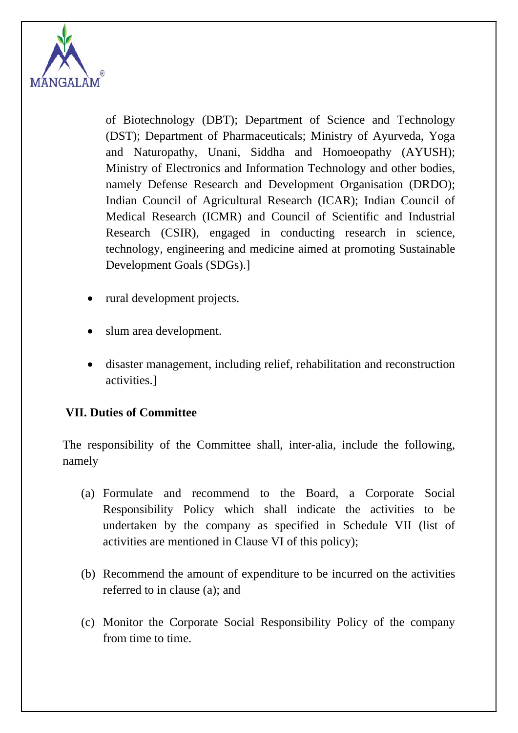of Biotechnology (DBT); Department of Science and Technology (DST); Department of Pharmaceuticals; Ministry of Ayurveda, Yoga and Naturopathy, Unani, Siddha and Homoeopathy (AYUSH); Ministry of Electronics and Information Technology and other bodies, namely Defense Research and Development Organisation (DRDO); Indian Council of Agricultural Research (ICAR); Indian Council of Medical Research (ICMR) and Council of Scientific and Industrial Research (CSIR), engaged in conducting research in science, technology, engineering and medicine aimed at promoting Sustainable Development Goals (SDGs).]

- rural development projects.
- slum area development.
- disaster management, including relief, rehabilitation and reconstruction activities.]

## VII. Duties of Committee

The responsibility of the Committee shall, inter-alia, include the following, namely

(a) Formulate and recommend to the Board, a Corporate Social Responsibility Policy which shall indicate the activities to be undertaken by the company as specified in Schedule VII (list of activities are mentioned in Clause VI of this policy);

(b) Recommend the amount of expenditure to be incurred on the activities referred to in clause (a); and

(c) Monitor the Corporate Social Responsibility Policy of the company from time to time.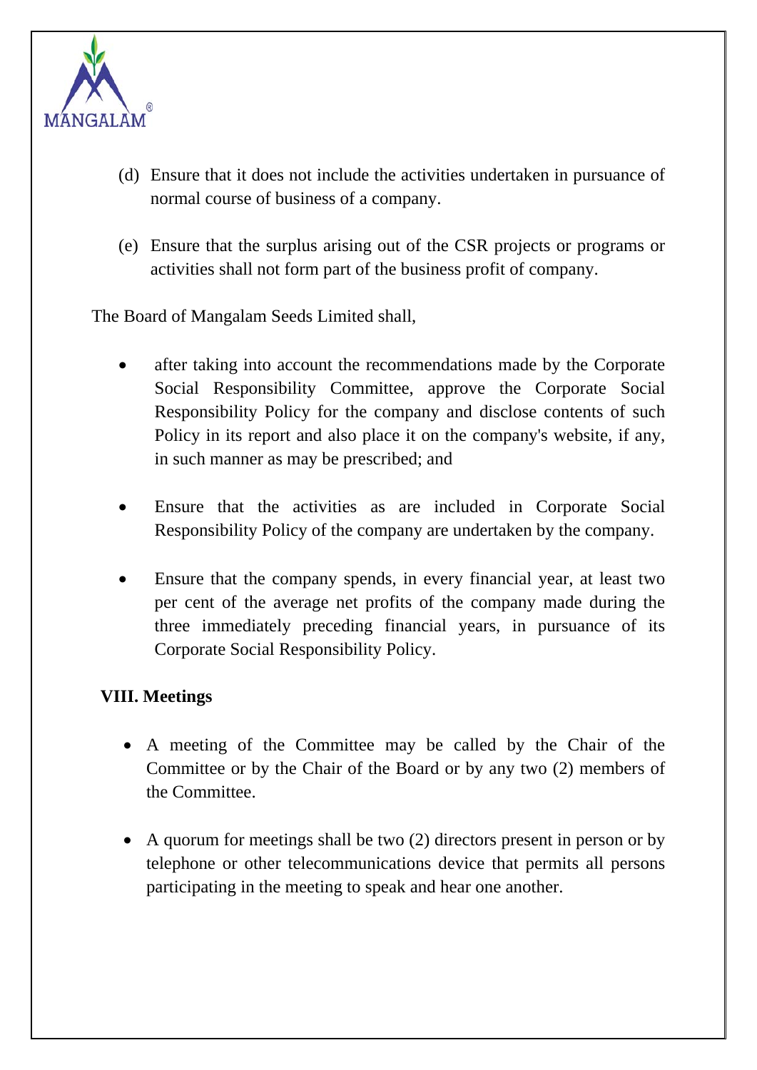(d) Ensure that it does not include the activities undertaken in pursuance of normal course of business of a company.

(e) Ensure that the surplus arising out of the CSR projects or programs or activities shall not form part of the business profit of company.

The Board of Mangalam Seeds Limited shall,

- after taking into account the recommendations made by the Corporate Social Responsibility Committee, approve the Corporate Social Responsibility Policy for the company and disclose contents of such Policy in its report and also place it on the company's website, if any, in such manner as may be prescribed; and

- Ensure that the activities as are included in Corporate Social Responsibility Policy of the company are undertaken by the company.

- Ensure that the company spends, in every financial year, at least two per cent of the average net profits of the company made during the three immediately preceding financial years, in pursuance of its Corporate Social Responsibility Policy.

**VIII. Meetings**

- A meeting of the Committee may be called by the Chair of the Committee or by the Chair of the Board or by any two (2) members of the Committee.

- A quorum for meetings shall be two (2) directors present in person or by telephone or other telecommunications device that permits all persons participating in the meeting to speak and hear one another.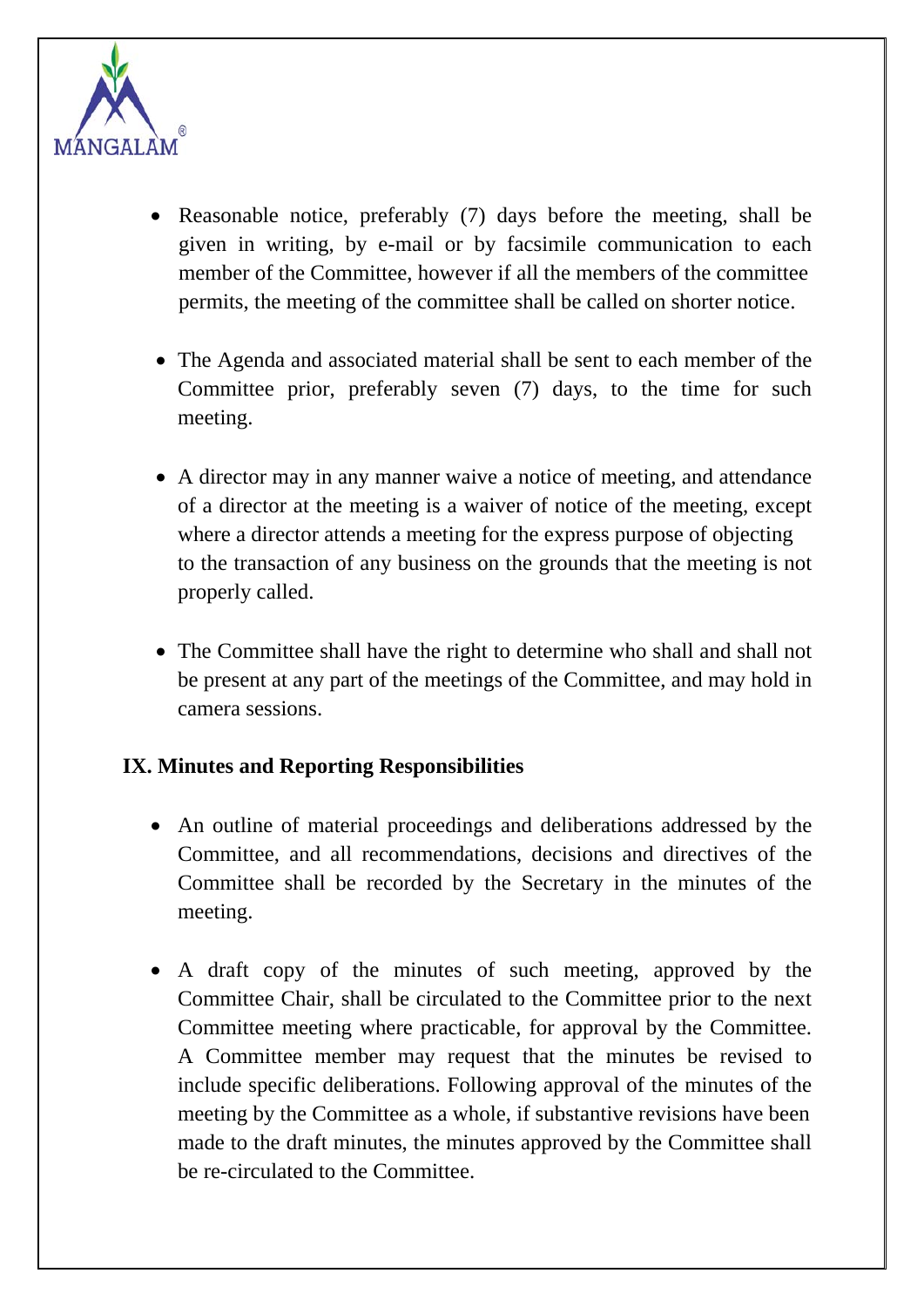- Reasonable notice, preferably (7) days before the meeting, shall be given in writing, by e-mail or by facsimile communication to each member of the Committee, however if all the members of the committee permits, the meeting of the committee shall be called on shorter notice.

- The Agenda and associated material shall be sent to each member of the Committee prior, preferably seven (7) days, to the time for such meeting.

- A director may in any manner waive a notice of meeting, and attendance of a director at the meeting is a waiver of notice of the meeting, except where a director attends a meeting for the express purpose of objecting to the transaction of any business on the grounds that the meeting is not properly called.

- The Committee shall have the right to determine who shall and shall not be present at any part of the meetings of the Committee, and may hold in camera sessions.

**IX. Minutes and Reporting Responsibilities**

- An outline of material proceedings and deliberations addressed by the Committee, and all recommendations, decisions and directives of the Committee shall be recorded by the Secretary in the minutes of the meeting.

- A draft copy of the minutes of such meeting, approved by the Committee Chair, shall be circulated to the Committee prior to the next Committee meeting where practicable, for approval by the Committee. A Committee member may request that the minutes be revised to include specific deliberations. Following approval of the minutes of the meeting by the Committee as a whole, if substantive revisions have been made to the draft minutes, the minutes approved by the Committee shall be re-circulated to the Committee.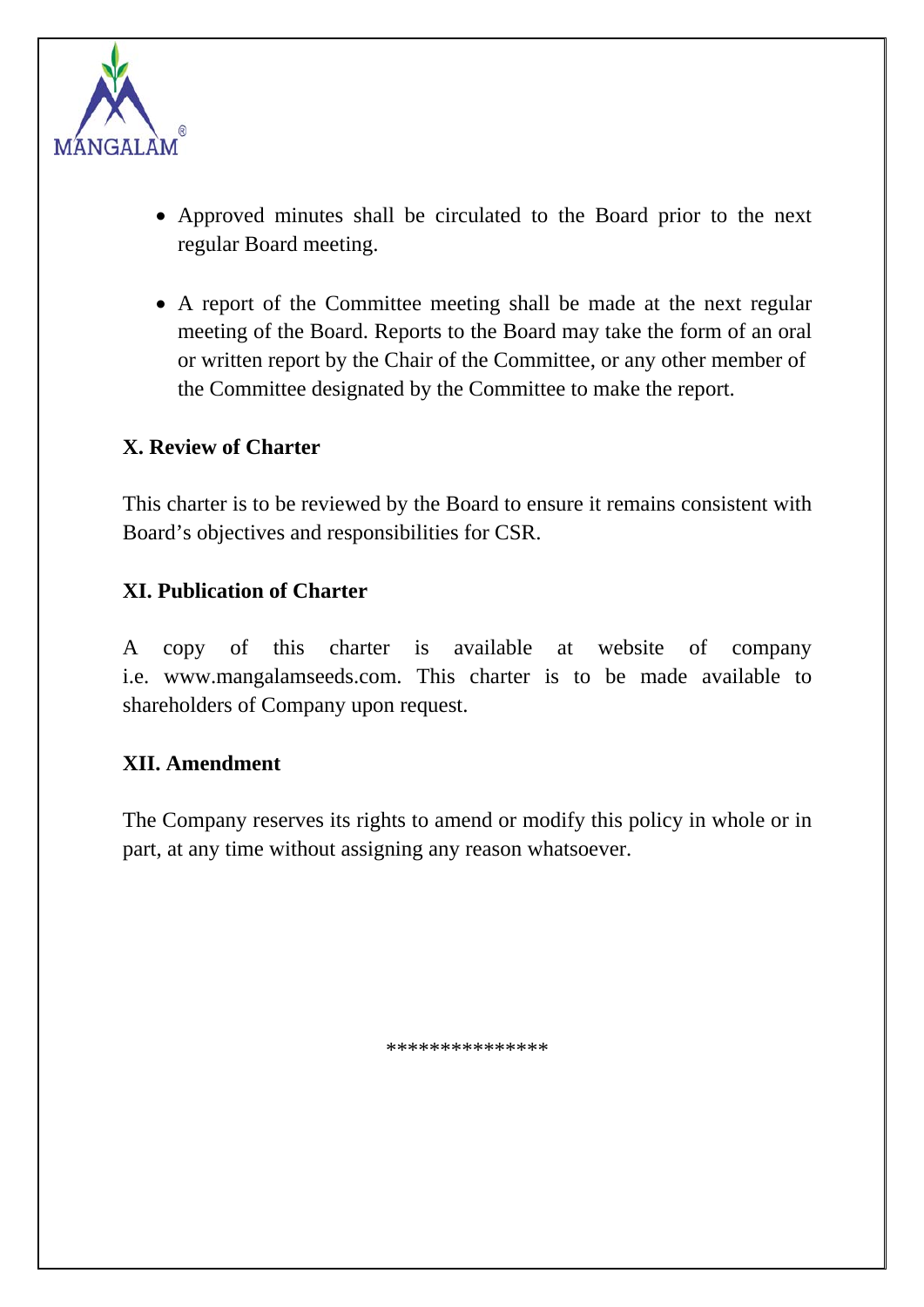- Approved minutes shall be circulated to the Board prior to the next regular Board meeting.

- A report of the Committee meeting shall be made at the next regular meeting of the Board. Reports to the Board may take the form of an oral or written report by the Chair of the Committee, or any other member of the Committee designated by the Committee to make the report.

**X. Review of Charter**

This charter is to be reviewed by the Board to ensure it remains consistent with Board's objectives and responsibilities for CSR.

**XI. Publication of Charter**

A copy of this charter is available at website of company i.e. www.mangalamseeds.com. This charter is to be made available to shareholders of Company upon request.

**XII. Amendment**

The Company reserves its rights to amend or modify this policy in whole or in part, at any time without assigning any reason whatsoever.

***************